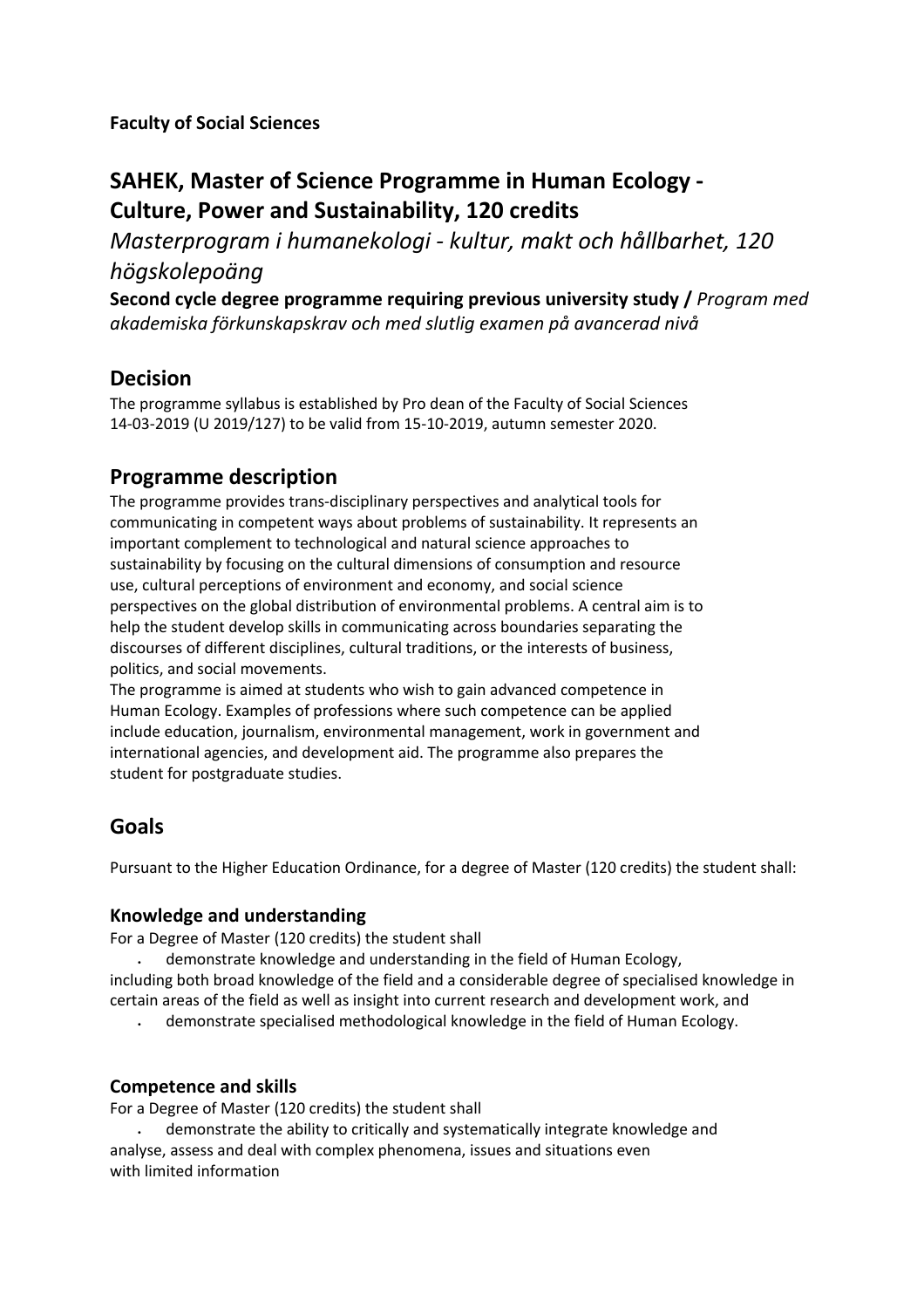**Faculty of Social Sciences**

# SAHEK, Master of Science Programme in Human Ecology - Culture, Power and Sustainability, 120 credits

*Masterprogram i humanekologi - kultur, makt och hållbarhet, 120 högskolepoäng*

**Second cycle degree programme requiring previous university study /** *Program med akademiska förkunskapskrav och med slutlig examen på avancerad nivå*

## Decision

The programme syllabus is established by Pro dean of the Faculty of Social Sciences 14-03-2019 (U 2019/127) to be valid from 15-10-2019, autumn semester 2020.

## Programme description

The programme provides trans-disciplinary perspectives and analytical tools for communicating in competent ways about problems of sustainability. It represents an important complement to technological and natural science approaches to sustainability by focusing on the cultural dimensions of consumption and resource use, cultural perceptions of environment and economy, and social science perspectives on the global distribution of environmental problems. A central aim is to help the student develop skills in communicating across boundaries separating the discourses of different disciplines, cultural traditions, or the interests of business, politics, and social movements.

The programme is aimed at students who wish to gain advanced competence in Human Ecology. Examples of professions where such competence can be applied include education, journalism, environmental management, work in government and international agencies, and development aid. The programme also prepares the student for postgraduate studies.

## Goals

Pursuant to the Higher Education Ordinance, for a degree of Master (120 credits) the student shall:

### Knowledge and understanding

For a Degree of Master (120 credits) the student shall

- demonstrate knowledge and understanding in the field of Human Ecology, including both broad knowledge of the field and a considerable degree of specialised knowledge in certain areas of the field as well as insight into current research and development work, and
- demonstrate specialised methodological knowledge in the field of Human Ecology.

### Competence and skills

For a Degree of Master (120 credits) the student shall

- demonstrate the ability to critically and systematically integrate knowledge and analyse, assess and deal with complex phenomena, issues and situations even with limited information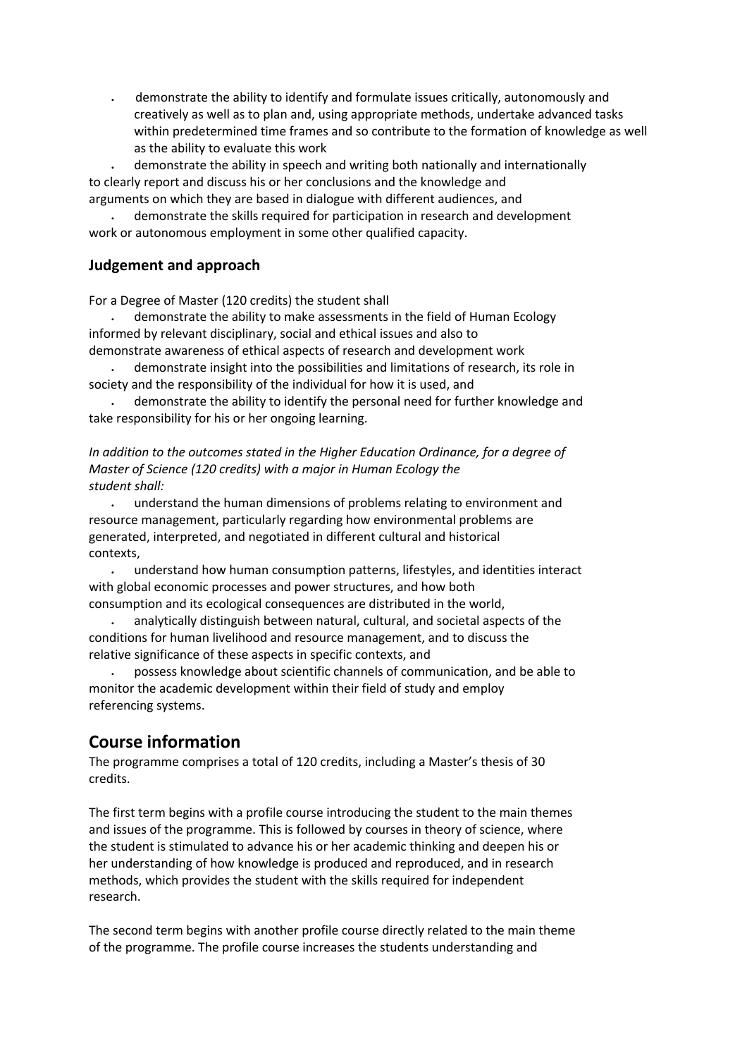- demonstrate the ability to identify and formulate issues critically, autonomously and creatively as well as to plan and, using appropriate methods, undertake advanced tasks within predetermined time frames and so contribute to the formation of knowledge as well as the ability to evaluate this work
- demonstrate the ability in speech and writing both nationally and internationally to clearly report and discuss his or her conclusions and the knowledge and arguments on which they are based in dialogue with different audiences, and
- demonstrate the skills required for participation in research and development work or autonomous employment in some other qualified capacity.

### Judgement and approach

For a Degree of Master (120 credits) the student shall

- demonstrate the ability to make assessments in the field of Human Ecology informed by relevant disciplinary, social and ethical issues and also to demonstrate awareness of ethical aspects of research and development work
- demonstrate insight into the possibilities and limitations of research, its role in society and the responsibility of the individual for how it is used, and
- demonstrate the ability to identify the personal need for further knowledge and take responsibility for his or her ongoing learning.

*In addition to the outcomes stated in the Higher Education Ordinance, for a degree of Master of Science (120 credits) with a major in Human Ecology the student shall:*

- understand the human dimensions of problems relating to environment and resource management, particularly regarding how environmental problems are generated, interpreted, and negotiated in different cultural and historical contexts,
- understand how human consumption patterns, lifestyles, and identities interact with global economic processes and power structures, and how both consumption and its ecological consequences are distributed in the world,
- analytically distinguish between natural, cultural, and societal aspects of the conditions for human livelihood and resource management, and to discuss the relative significance of these aspects in specific contexts, and
- possess knowledge about scientific channels of communication, and be able to monitor the academic development within their field of study and employ referencing systems.

## Course information

The programme comprises a total of 120 credits, including a Master's thesis of 30 credits.

The first term begins with a profile course introducing the student to the main themes and issues of the programme. This is followed by courses in theory of science, where the student is stimulated to advance his or her academic thinking and deepen his or her understanding of how knowledge is produced and reproduced, and in research methods, which provides the student with the skills required for independent research.

The second term begins with another profile course directly related to the main theme of the programme. The profile course increases the students understanding and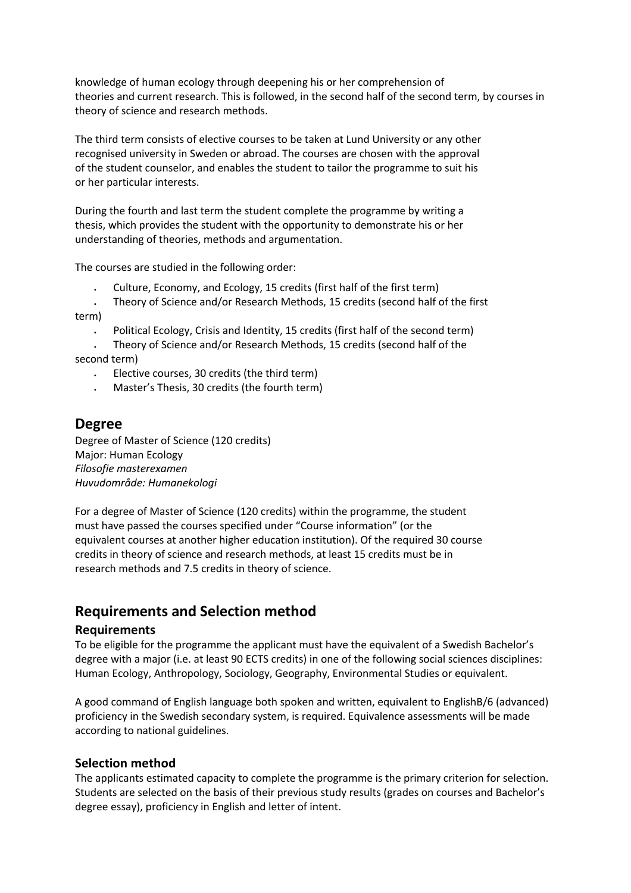knowledge of human ecology through deepening his or her comprehension of theories and current research. This is followed, in the second half of the second term, by courses in theory of science and research methods.

The third term consists of elective courses to be taken at Lund University or any other recognised university in Sweden or abroad. The courses are chosen with the approval of the student counselor, and enables the student to tailor the programme to suit his or her particular interests.

During the fourth and last term the student complete the programme by writing a thesis, which provides the student with the opportunity to demonstrate his or her understanding of theories, methods and argumentation.

The courses are studied in the following order:

- Culture, Economy, and Ecology, 15 credits (first half of the first term)
- Theory of Science and/or Research Methods, 15 credits (second half of the first term)
- Political Ecology, Crisis and Identity, 15 credits (first half of the second term)
- Theory of Science and/or Research Methods, 15 credits (second half of the second term)
- Elective courses, 30 credits (the third term)
- Master's Thesis, 30 credits (the fourth term)

## Degree

Degree of Master of Science (120 credits)
Major: Human Ecology
*Filosofie masterexamen*
*Huvudområde: Humanekologi*

For a degree of Master of Science (120 credits) within the programme, the student must have passed the courses specified under "Course information" (or the equivalent courses at another higher education institution). Of the required 30 course credits in theory of science and research methods, at least 15 credits must be in research methods and 7.5 credits in theory of science.

## Requirements and Selection method

### Requirements

To be eligible for the programme the applicant must have the equivalent of a Swedish Bachelor's degree with a major (i.e. at least 90 ECTS credits) in one of the following social sciences disciplines: Human Ecology, Anthropology, Sociology, Geography, Environmental Studies or equivalent.

A good command of English language both spoken and written, equivalent to EnglishB/6 (advanced) proficiency in the Swedish secondary system, is required. Equivalence assessments will be made according to national guidelines.

### Selection method

The applicants estimated capacity to complete the programme is the primary criterion for selection. Students are selected on the basis of their previous study results (grades on courses and Bachelor's degree essay), proficiency in English and letter of intent.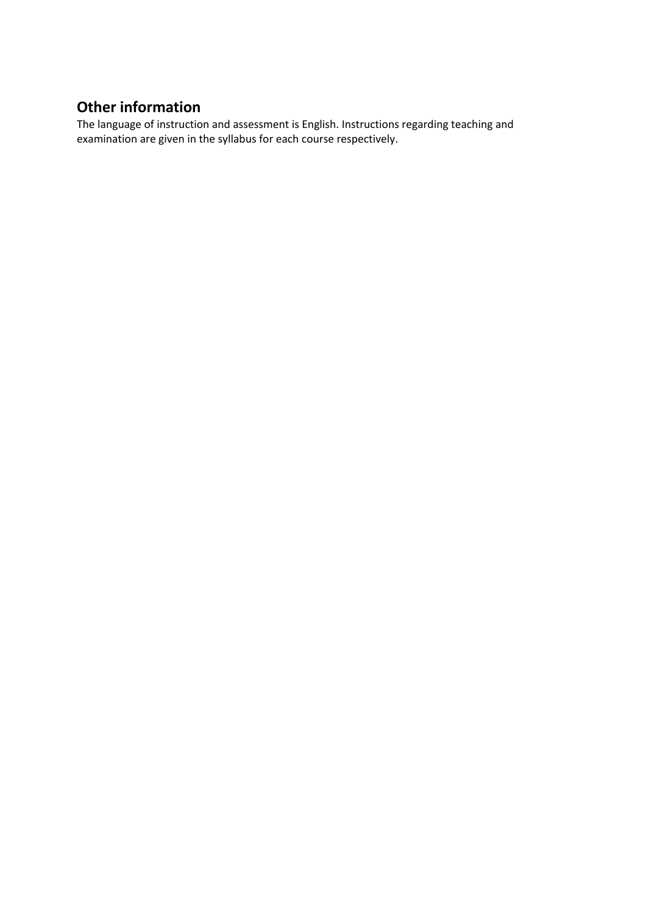## Other information

The language of instruction and assessment is English. Instructions regarding teaching and examination are given in the syllabus for each course respectively.